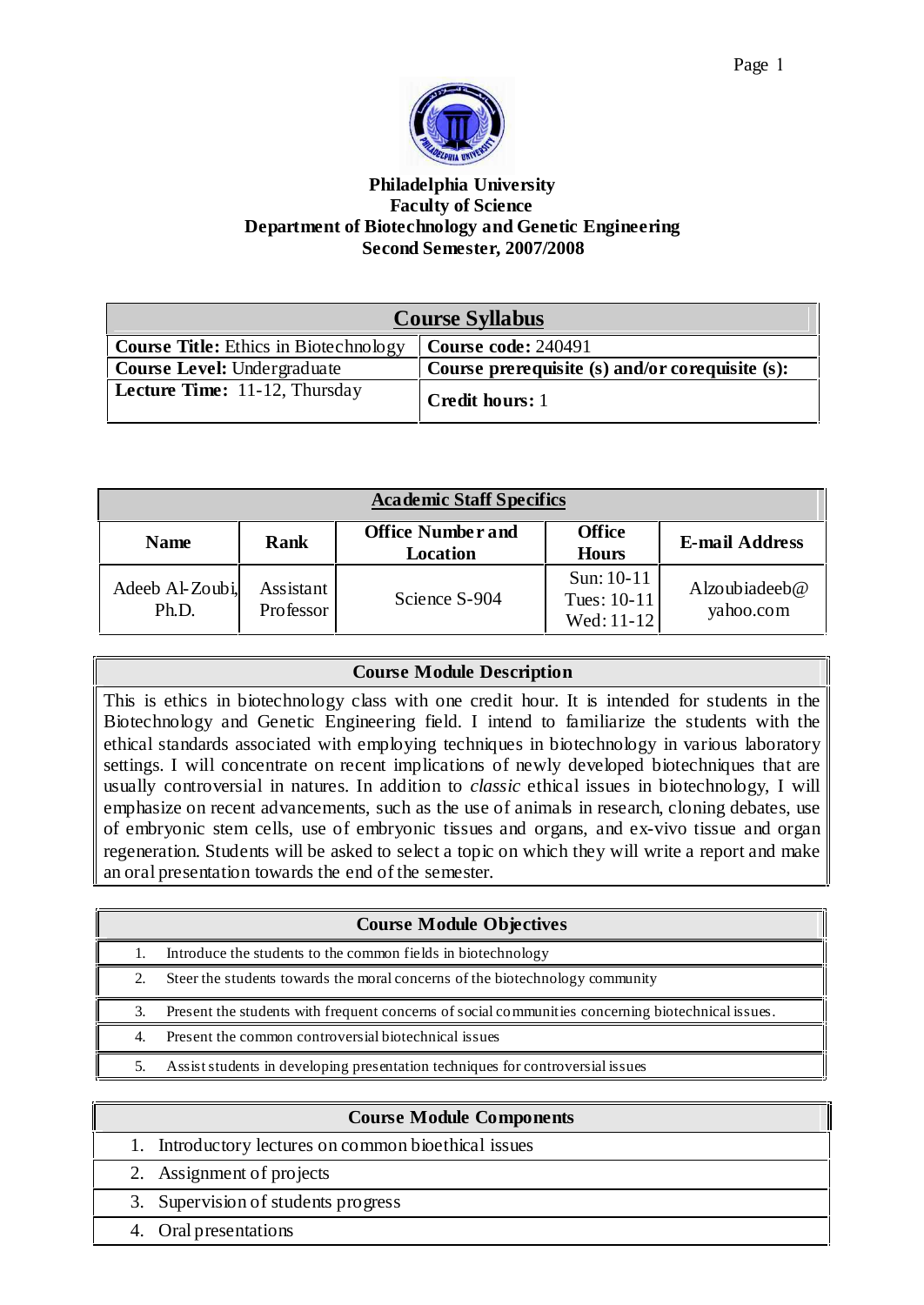**Philadelphia University**
**Faculty of Science**
**Department of Biotechnology and Genetic Engineering**
**Second Semester, 2007/2008**

| Course Syllabus | |
|---|---|
| **Course Title:** Ethics in Biotechnology | **Course code:** 240491 |
| **Course Level:** Undergraduate | **Course prerequisite (s) and/or corequisite (s):** |
| **Lecture Time:** 11-12, Thursday | **Credit hours:** 1 |

| Academic Staff Specifics | | | | |
|---|---|---|---|---|
| **Name** | **Rank** | **Office Number and Location** | **Office Hours** | **E-mail Address** |
| Adeeb Al-Zoubi, Ph.D. | Assistant Professor | Science S-904 | Sun: 10-11<br>Tues: 10-11<br>Wed: 11-12 | Alzoubiadeeb@yahoo.com |

### Course Module Description

This is ethics in biotechnology class with one credit hour. It is intended for students in the Biotechnology and Genetic Engineering field. I intend to familiarize the students with the ethical standards associated with employing techniques in biotechnology in various laboratory settings. I will concentrate on recent implications of newly developed biotechniques that are usually controversial in natures. In addition to *classic* ethical issues in biotechnology, I will emphasize on recent advancements, such as the use of animals in research, cloning debates, use of embryonic stem cells, use of embryonic tissues and organs, and ex-vivo tissue and organ regeneration. Students will be asked to select a topic on which they will write a report and make an oral presentation towards the end of the semester.

### Course Module Objectives

1. Introduce the students to the common fields in biotechnology
2. Steer the students towards the moral concerns of the biotechnology community
3. Present the students with frequent concerns of social communities concerning biotechnical issues.
4. Present the common controversial biotechnical issues
5. Assist students in developing presentation techniques for controversial issues

### Course Module Components

1. Introductory lectures on common bioethical issues
2. Assignment of projects
3. Supervision of students progress
4. Oral presentations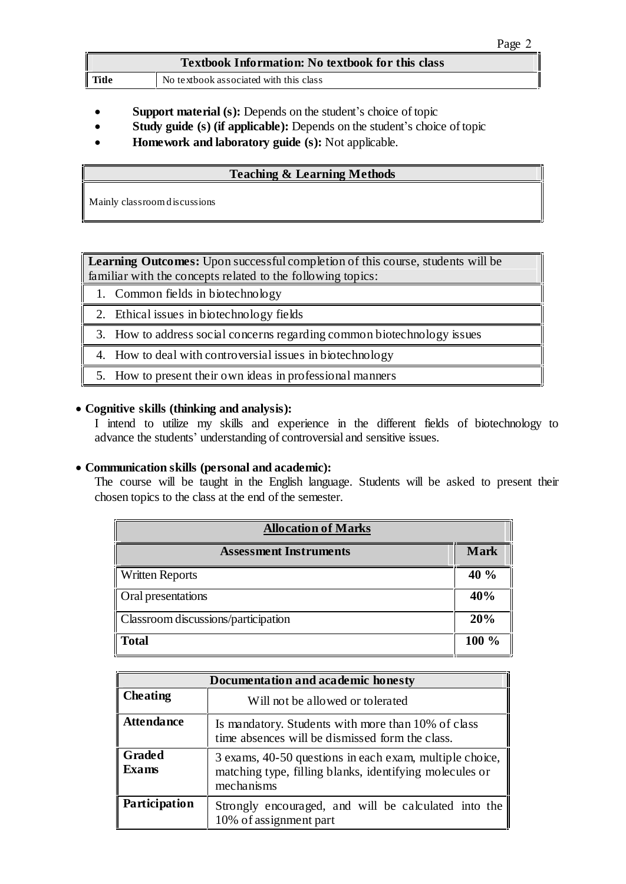| Textbook Information: No textbook for this class | |
|---|---|
| **Title** | No textbook associated with this class |

- **Support material (s):** Depends on the student's choice of topic
- **Study guide (s) (if applicable):** Depends on the student's choice of topic
- **Homework and laboratory guide (s):** Not applicable.

| Teaching & Learning Methods |
|---|
| Mainly classroom discussions |

| **Learning Outcomes:** Upon successful completion of this course, students will be familiar with the concepts related to the following topics: |
|---|
| 1. Common fields in biotechnology |
| 2. Ethical issues in biotechnology fields |
| 3. How to address social concerns regarding common biotechnology issues |
| 4. How to deal with controversial issues in biotechnology |
| 5. How to present their own ideas in professional manners |

- **Cognitive skills (thinking and analysis):**
  I intend to utilize my skills and experience in the different fields of biotechnology to advance the students' understanding of controversial and sensitive issues.

- **Communication skills (personal and academic):**
  The course will be taught in the English language. Students will be asked to present their chosen topics to the class at the end of the semester.

| **Allocation of Marks** | |
|---|---|
| **Assessment Instruments** | **Mark** |
| Written Reports | **40 %** |
| Oral presentations | **40%** |
| Classroom discussions/participation | **20%** |
| **Total** | **100 %** |

| Documentation and academic honesty | |
|---|---|
| **Cheating** | Will not be allowed or tolerated |
| **Attendance** | Is mandatory. Students with more than 10% of class time absences will be dismissed form the class. |
| **Graded Exams** | 3 exams, 40-50 questions in each exam, multiple choice, matching type, filling blanks, identifying molecules or mechanisms |
| **Participation** | Strongly encouraged, and will be calculated into the 10% of assignment part |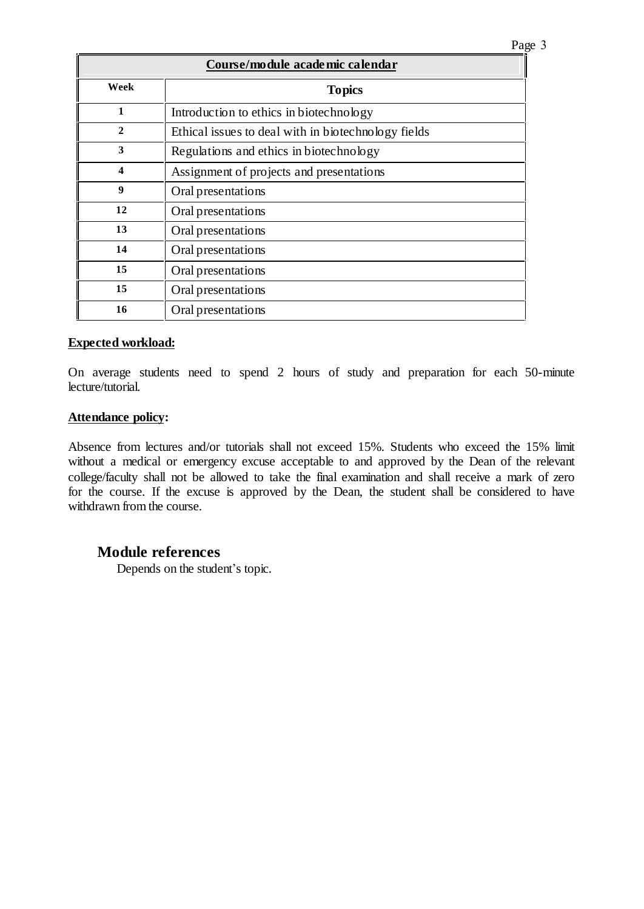| Course/module academic calendar | |
|---|---|
| **Week** | **Topics** |
| **1** | Introduction to ethics in biotechnology |
| **2** | Ethical issues to deal with in biotechnology fields |
| **3** | Regulations and ethics in biotechnology |
| **4** | Assignment of projects and presentations |
| **9** | Oral presentations |
| **12** | Oral presentations |
| **13** | Oral presentations |
| **14** | Oral presentations |
| **15** | Oral presentations |
| **15** | Oral presentations |
| **16** | Oral presentations |

**Expected workload:**

On average students need to spend 2 hours of study and preparation for each 50-minute lecture/tutorial.

**Attendance policy:**

Absence from lectures and/or tutorials shall not exceed 15%. Students who exceed the 15% limit without a medical or emergency excuse acceptable to and approved by the Dean of the relevant college/faculty shall not be allowed to take the final examination and shall receive a mark of zero for the course. If the excuse is approved by the Dean, the student shall be considered to have withdrawn from the course.

## Module references

Depends on the student's topic.